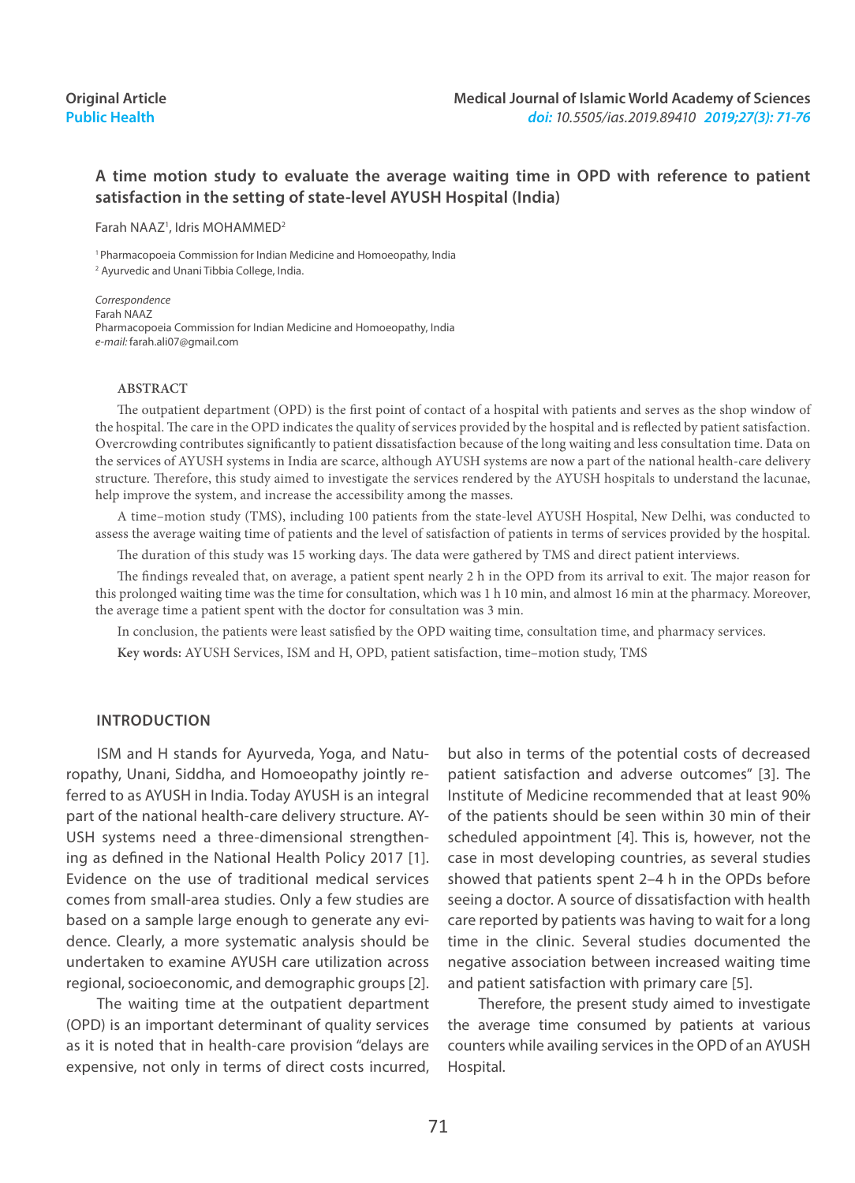Original Article
Public Health

# A time motion study to evaluate the average waiting time in OPD with reference to patient satisfaction in the setting of state-level AYUSH Hospital (India)

Farah NAAZ[1], Idris MOHAMMED[2]

[1] Pharmacopoeia Commission for Indian Medicine and Homoeopathy, India
[2] Ayurvedic and Unani Tibbia College, India.

*Correspondence*
Farah NAAZ
Pharmacopoeia Commission for Indian Medicine and Homoeopathy, India
*e-mail:* farah.ali07@gmail.com

## ABSTRACT

The outpatient department (OPD) is the first point of contact of a hospital with patients and serves as the shop window of the hospital. The care in the OPD indicates the quality of services provided by the hospital and is reflected by patient satisfaction. Overcrowding contributes significantly to patient dissatisfaction because of the long waiting and less consultation time. Data on the services of AYUSH systems in India are scarce, although AYUSH systems are now a part of the national health-care delivery structure. Therefore, this study aimed to investigate the services rendered by the AYUSH hospitals to understand the lacunae, help improve the system, and increase the accessibility among the masses.

A time–motion study (TMS), including 100 patients from the state-level AYUSH Hospital, New Delhi, was conducted to assess the average waiting time of patients and the level of satisfaction of patients in terms of services provided by the hospital.

The duration of this study was 15 working days. The data were gathered by TMS and direct patient interviews.

The findings revealed that, on average, a patient spent nearly 2 h in the OPD from its arrival to exit. The major reason for this prolonged waiting time was the time for consultation, which was 1 h 10 min, and almost 16 min at the pharmacy. Moreover, the average time a patient spent with the doctor for consultation was 3 min.

In conclusion, the patients were least satisfied by the OPD waiting time, consultation time, and pharmacy services.

**Key words:** AYUSH Services, ISM and H, OPD, patient satisfaction, time–motion study, TMS

## INTRODUCTION

ISM and H stands for Ayurveda, Yoga, and Naturopathy, Unani, Siddha, and Homoeopathy jointly referred to as AYUSH in India. Today AYUSH is an integral part of the national health-care delivery structure. AYUSH systems need a three-dimensional strengthening as defined in the National Health Policy 2017 [1]. Evidence on the use of traditional medical services comes from small-area studies. Only a few studies are based on a sample large enough to generate any evidence. Clearly, a more systematic analysis should be undertaken to examine AYUSH care utilization across regional, socioeconomic, and demographic groups [2].

The waiting time at the outpatient department (OPD) is an important determinant of quality services as it is noted that in health-care provision "delays are expensive, not only in terms of direct costs incurred, but also in terms of the potential costs of decreased patient satisfaction and adverse outcomes" [3]. The Institute of Medicine recommended that at least 90% of the patients should be seen within 30 min of their scheduled appointment [4]. This is, however, not the case in most developing countries, as several studies showed that patients spent 2–4 h in the OPDs before seeing a doctor. A source of dissatisfaction with health care reported by patients was having to wait for a long time in the clinic. Several studies documented the negative association between increased waiting time and patient satisfaction with primary care [5].

Therefore, the present study aimed to investigate the average time consumed by patients at various counters while availing services in the OPD of an AYUSH Hospital.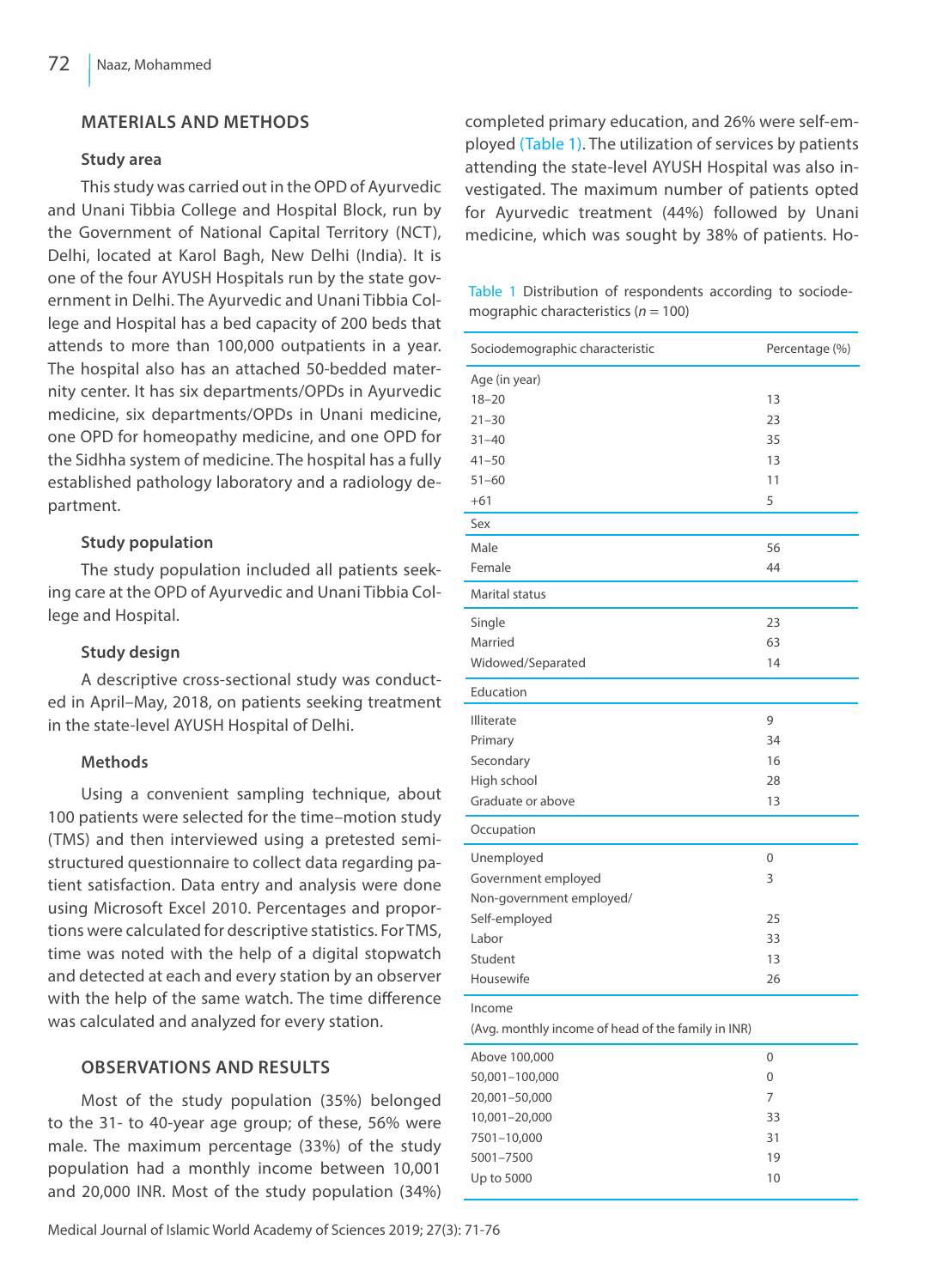## MATERIALS AND METHODS

### Study area

This study was carried out in the OPD of Ayurvedic and Unani Tibbia College and Hospital Block, run by the Government of National Capital Territory (NCT), Delhi, located at Karol Bagh, New Delhi (India). It is one of the four AYUSH Hospitals run by the state government in Delhi. The Ayurvedic and Unani Tibbia College and Hospital has a bed capacity of 200 beds that attends to more than 100,000 outpatients in a year. The hospital also has an attached 50-bedded maternity center. It has six departments/OPDs in Ayurvedic medicine, six departments/OPDs in Unani medicine, one OPD for homeopathy medicine, and one OPD for the Sidhha system of medicine. The hospital has a fully established pathology laboratory and a radiology department.

### Study population

The study population included all patients seeking care at the OPD of Ayurvedic and Unani Tibbia College and Hospital.

### Study design

A descriptive cross-sectional study was conducted in April–May, 2018, on patients seeking treatment in the state-level AYUSH Hospital of Delhi.

### Methods

Using a convenient sampling technique, about 100 patients were selected for the time–motion study (TMS) and then interviewed using a pretested semi-structured questionnaire to collect data regarding patient satisfaction. Data entry and analysis were done using Microsoft Excel 2010. Percentages and proportions were calculated for descriptive statistics. For TMS, time was noted with the help of a digital stopwatch and detected at each and every station by an observer with the help of the same watch. The time difference was calculated and analyzed for every station.

## OBSERVATIONS AND RESULTS

Most of the study population (35%) belonged to the 31- to 40-year age group; of these, 56% were male. The maximum percentage (33%) of the study population had a monthly income between 10,001 and 20,000 INR. Most of the study population (34%) completed primary education, and 26% were self-employed (Table 1). The utilization of services by patients attending the state-level AYUSH Hospital was also investigated. The maximum number of patients opted for Ayurvedic treatment (44%) followed by Unani medicine, which was sought by 38% of patients. Ho-

Table 1 Distribution of respondents according to sociodemographic characteristics (*n* = 100)

| Sociodemographic characteristic | Percentage (%) |
|---|---|
| Age (in year) | |
| 18–20 | 13 |
| 21–30 | 23 |
| 31–40 | 35 |
| 41–50 | 13 |
| 51–60 | 11 |
| +61 | 5 |
| Sex | |
| Male | 56 |
| Female | 44 |
| Marital status | |
| Single | 23 |
| Married | 63 |
| Widowed/Separated | 14 |
| Education | |
| Illiterate | 9 |
| Primary | 34 |
| Secondary | 16 |
| High school | 28 |
| Graduate or above | 13 |
| Occupation | |
| Unemployed | 0 |
| Government employed | 3 |
| Non-government employed/ Self-employed | 25 |
| Labor | 33 |
| Student | 13 |
| Housewife | 26 |
| Income (Avg. monthly income of head of the family in INR) | |
| Above 100,000 | 0 |
| 50,001–100,000 | 0 |
| 20,001–50,000 | 7 |
| 10,001–20,000 | 33 |
| 7501–10,000 | 31 |
| 5001–7500 | 19 |
| Up to 5000 | 10 |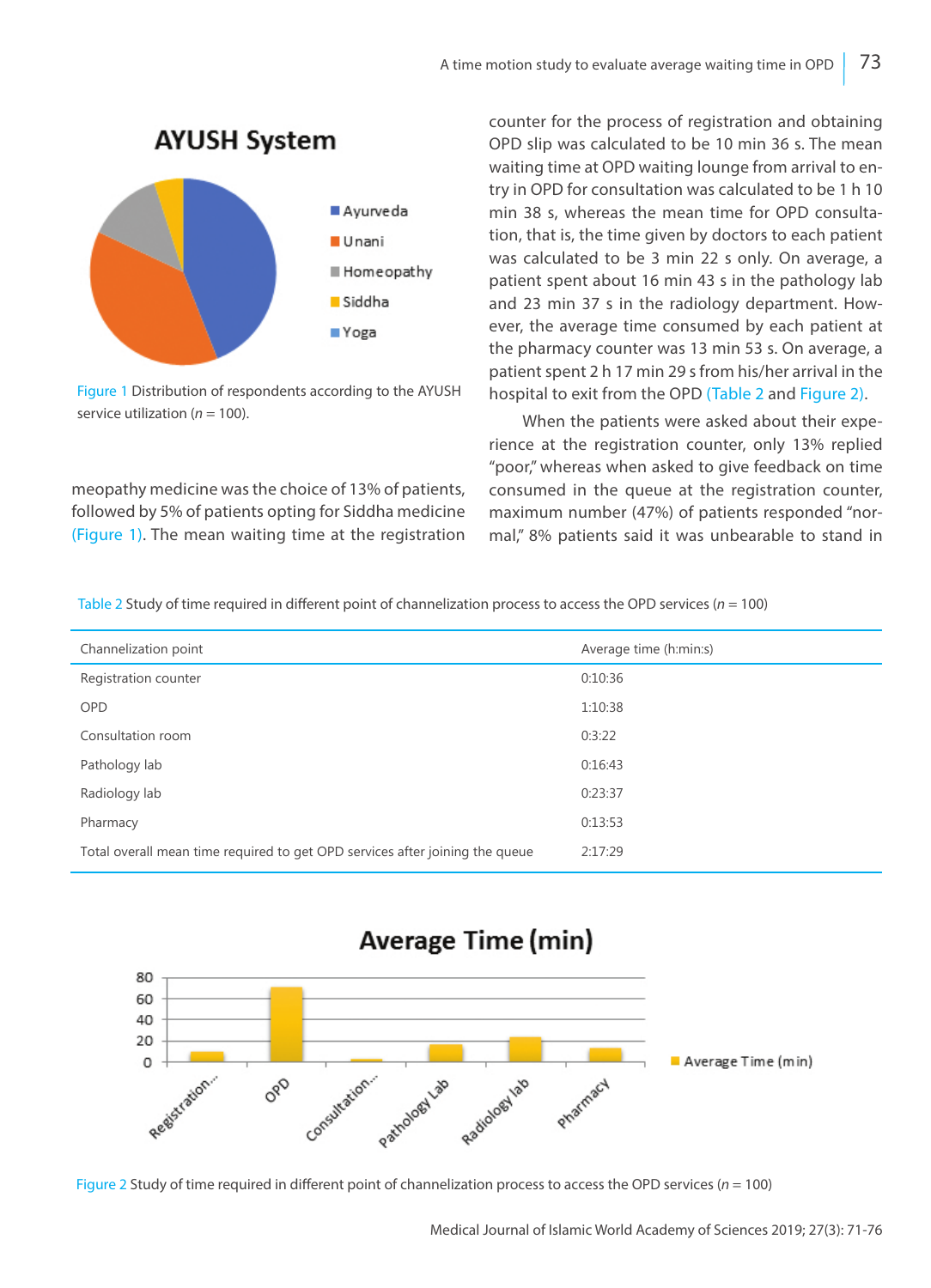Figure 1 Distribution of respondents according to the AYUSH service utilization (*n* = 100).

meopathy medicine was the choice of 13% of patients, followed by 5% of patients opting for Siddha medicine (Figure 1). The mean waiting time at the registration counter for the process of registration and obtaining OPD slip was calculated to be 10 min 36 s. The mean waiting time at OPD waiting lounge from arrival to entry in OPD for consultation was calculated to be 1 h 10 min 38 s, whereas the mean time for OPD consultation, that is, the time given by doctors to each patient was calculated to be 3 min 22 s only. On average, a patient spent about 16 min 43 s in the pathology lab and 23 min 37 s in the radiology department. However, the average time consumed by each patient at the pharmacy counter was 13 min 53 s. On average, a patient spent 2 h 17 min 29 s from his/her arrival in the hospital to exit from the OPD (Table 2 and Figure 2).

When the patients were asked about their experience at the registration counter, only 13% replied "poor," whereas when asked to give feedback on time consumed in the queue at the registration counter, maximum number (47%) of patients responded "normal," 8% patients said it was unbearable to stand in

Table 2 Study of time required in different point of channelization process to access the OPD services (*n* = 100)

| Channelization point | Average time (h:min:s) |
|---|---|
| Registration counter | 0:10:36 |
| OPD | 1:10:38 |
| Consultation room | 0:3:22 |
| Pathology lab | 0:16:43 |
| Radiology lab | 0:23:37 |
| Pharmacy | 0:13:53 |
| Total overall mean time required to get OPD services after joining the queue | 2:17:29 |

Figure 2 Study of time required in different point of channelization process to access the OPD services (*n* = 100)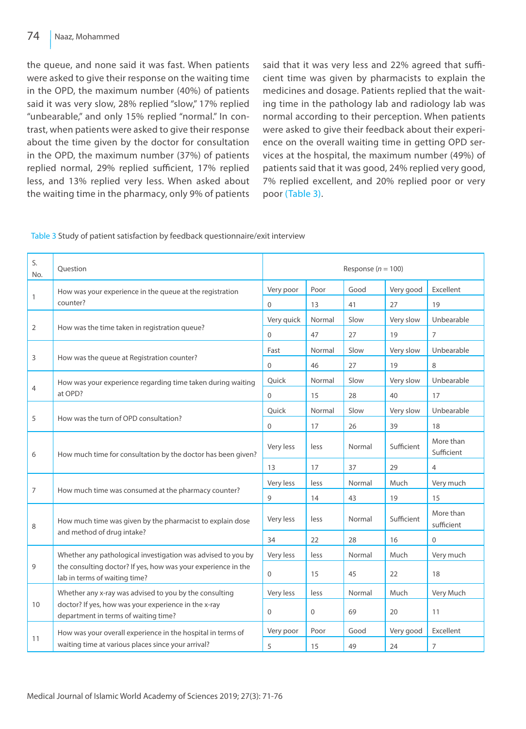the queue, and none said it was fast. When patients were asked to give their response on the waiting time in the OPD, the maximum number (40%) of patients said it was very slow, 28% replied "slow," 17% replied "unbearable," and only 15% replied "normal." In contrast, when patients were asked to give their response about the time given by the doctor for consultation in the OPD, the maximum number (37%) of patients replied normal, 29% replied sufficient, 17% replied less, and 13% replied very less. When asked about the waiting time in the pharmacy, only 9% of patients said that it was very less and 22% agreed that sufficient time was given by pharmacists to explain the medicines and dosage. Patients replied that the waiting time in the pathology lab and radiology lab was normal according to their perception. When patients were asked to give their feedback about their experience on the overall waiting time in getting OPD services at the hospital, the maximum number (49%) of patients said that it was good, 24% replied very good, 7% replied excellent, and 20% replied poor or very poor (Table 3).

Table 3 Study of patient satisfaction by feedback questionnaire/exit interview

| S. No. | Question | Response (*n* = 100) | | | | |
|---|---|---|---|---|---|---|
| 1 | How was your experience in the queue at the registration counter? | Very poor | Poor | Good | Very good | Excellent |
| | | 0 | 13 | 41 | 27 | 19 |
| 2 | How was the time taken in registration queue? | Very quick | Normal | Slow | Very slow | Unbearable |
| | | 0 | 47 | 27 | 19 | 7 |
| 3 | How was the queue at Registration counter? | Fast | Normal | Slow | Very slow | Unbearable |
| | | 0 | 46 | 27 | 19 | 8 |
| 4 | How was your experience regarding time taken during waiting at OPD? | Quick | Normal | Slow | Very slow | Unbearable |
| | | 0 | 15 | 28 | 40 | 17 |
| 5 | How was the turn of OPD consultation? | Quick | Normal | Slow | Very slow | Unbearable |
| | | 0 | 17 | 26 | 39 | 18 |
| 6 | How much time for consultation by the doctor has been given? | Very less | less | Normal | Sufficient | More than Sufficient |
| | | 13 | 17 | 37 | 29 | 4 |
| 7 | How much time was consumed at the pharmacy counter? | Very less | less | Normal | Much | Very much |
| | | 9 | 14 | 43 | 19 | 15 |
| 8 | How much time was given by the pharmacist to explain dose and method of drug intake? | Very less | less | Normal | Sufficient | More than sufficient |
| | | 34 | 22 | 28 | 16 | 0 |
| 9 | Whether any pathological investigation was advised to you by the consulting doctor? If yes, how was your experience in the lab in terms of waiting time? | Very less | less | Normal | Much | Very much |
| | | 0 | 15 | 45 | 22 | 18 |
| 10 | Whether any x-ray was advised to you by the consulting doctor? If yes, how was your experience in the x-ray department in terms of waiting time? | Very less | less | Normal | Much | Very Much |
| | | 0 | 0 | 69 | 20 | 11 |
| 11 | How was your overall experience in the hospital in terms of waiting time at various places since your arrival? | Very poor | Poor | Good | Very good | Excellent |
| | | 5 | 15 | 49 | 24 | 7 |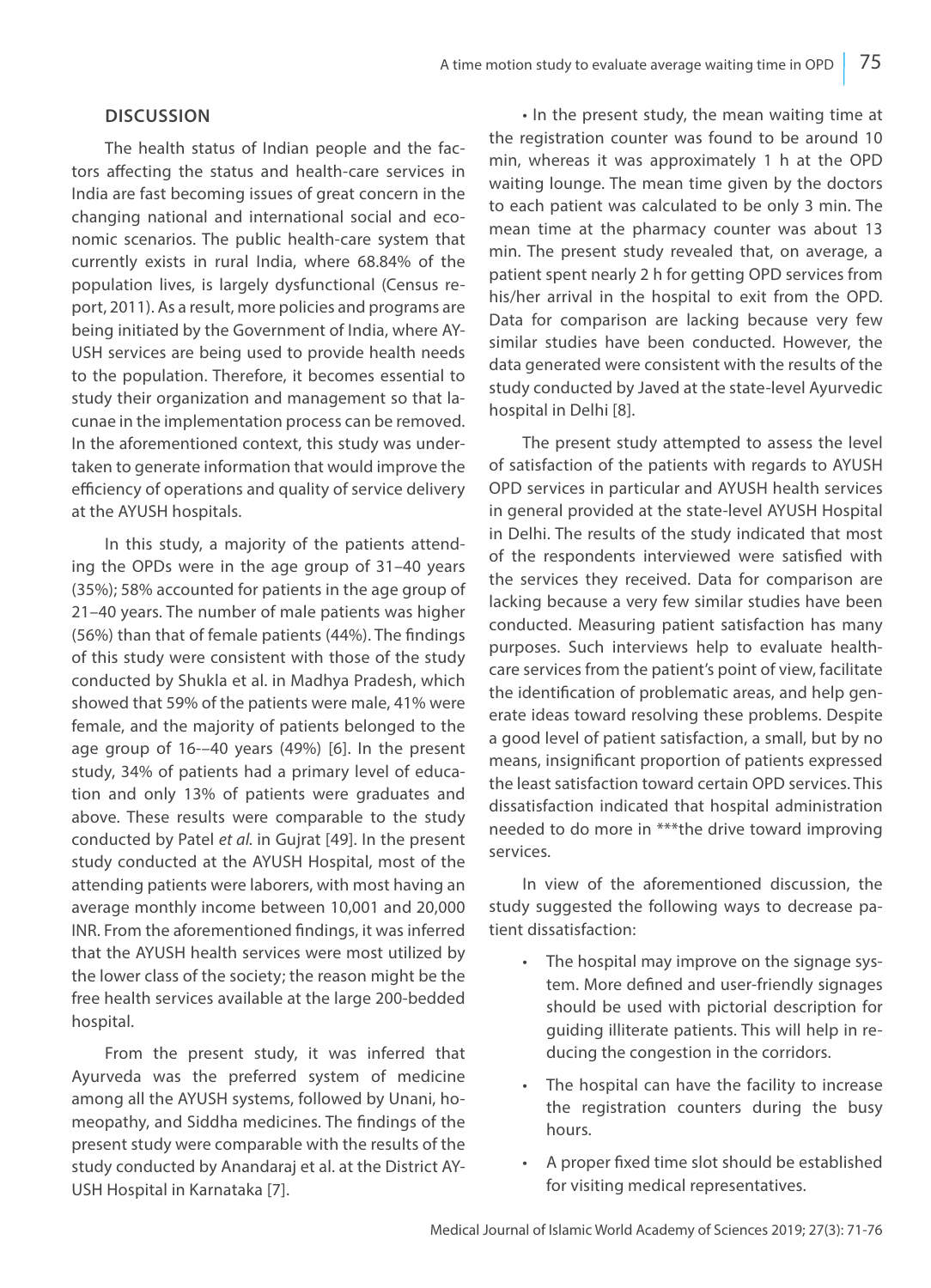## DISCUSSION

The health status of Indian people and the factors affecting the status and health-care services in India are fast becoming issues of great concern in the changing national and international social and economic scenarios. The public health-care system that currently exists in rural India, where 68.84% of the population lives, is largely dysfunctional (Census report, 2011). As a result, more policies and programs are being initiated by the Government of India, where AYUSH services are being used to provide health needs to the population. Therefore, it becomes essential to study their organization and management so that lacunae in the implementation process can be removed. In the aforementioned context, this study was undertaken to generate information that would improve the efficiency of operations and quality of service delivery at the AYUSH hospitals.

In this study, a majority of the patients attending the OPDs were in the age group of 31–40 years (35%); 58% accounted for patients in the age group of 21–40 years. The number of male patients was higher (56%) than that of female patients (44%). The findings of this study were consistent with those of the study conducted by Shukla et al. in Madhya Pradesh, which showed that 59% of the patients were male, 41% were female, and the majority of patients belonged to the age group of 16-–40 years (49%) [6]. In the present study, 34% of patients had a primary level of education and only 13% of patients were graduates and above. These results were comparable to the study conducted by Patel *et al.* in Gujrat [49]. In the present study conducted at the AYUSH Hospital, most of the attending patients were laborers, with most having an average monthly income between 10,001 and 20,000 INR. From the aforementioned findings, it was inferred that the AYUSH health services were most utilized by the lower class of the society; the reason might be the free health services available at the large 200-bedded hospital.

From the present study, it was inferred that Ayurveda was the preferred system of medicine among all the AYUSH systems, followed by Unani, homeopathy, and Siddha medicines. The findings of the present study were comparable with the results of the study conducted by Anandaraj et al. at the District AYUSH Hospital in Karnataka [7].

• In the present study, the mean waiting time at the registration counter was found to be around 10 min, whereas it was approximately 1 h at the OPD waiting lounge. The mean time given by the doctors to each patient was calculated to be only 3 min. The mean time at the pharmacy counter was about 13 min. The present study revealed that, on average, a patient spent nearly 2 h for getting OPD services from his/her arrival in the hospital to exit from the OPD. Data for comparison are lacking because very few similar studies have been conducted. However, the data generated were consistent with the results of the study conducted by Javed at the state-level Ayurvedic hospital in Delhi [8].

The present study attempted to assess the level of satisfaction of the patients with regards to AYUSH OPD services in particular and AYUSH health services in general provided at the state-level AYUSH Hospital in Delhi. The results of the study indicated that most of the respondents interviewed were satisfied with the services they received. Data for comparison are lacking because a very few similar studies have been conducted. Measuring patient satisfaction has many purposes. Such interviews help to evaluate health-care services from the patient's point of view, facilitate the identification of problematic areas, and help generate ideas toward resolving these problems. Despite a good level of patient satisfaction, a small, but by no means, insignificant proportion of patients expressed the least satisfaction toward certain OPD services. This dissatisfaction indicated that hospital administration needed to do more in ***the drive toward improving services.

In view of the aforementioned discussion, the study suggested the following ways to decrease patient dissatisfaction:

- The hospital may improve on the signage system. More defined and user-friendly signages should be used with pictorial description for guiding illiterate patients. This will help in reducing the congestion in the corridors.
- The hospital can have the facility to increase the registration counters during the busy hours.
- A proper fixed time slot should be established for visiting medical representatives.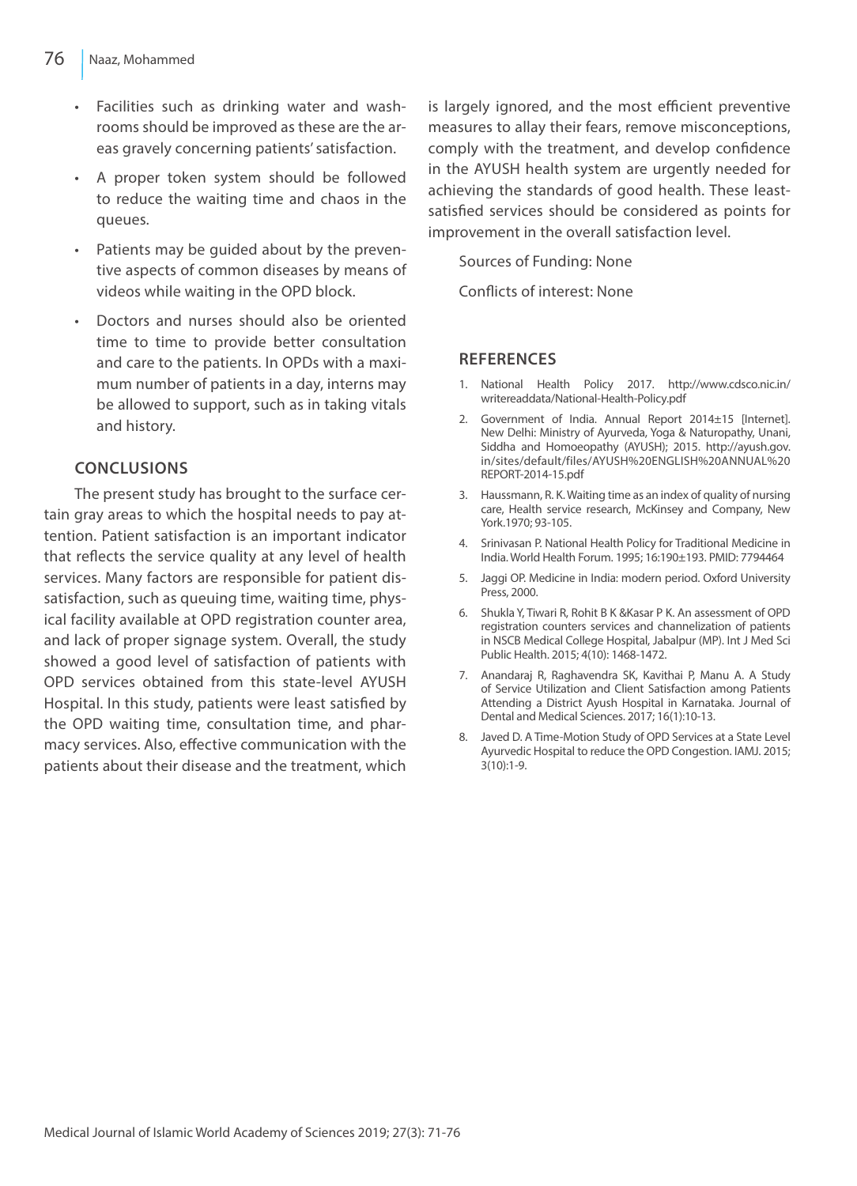- Facilities such as drinking water and washrooms should be improved as these are the areas gravely concerning patients' satisfaction.
- A proper token system should be followed to reduce the waiting time and chaos in the queues.
- Patients may be guided about by the preventive aspects of common diseases by means of videos while waiting in the OPD block.
- Doctors and nurses should also be oriented time to time to provide better consultation and care to the patients. In OPDs with a maximum number of patients in a day, interns may be allowed to support, such as in taking vitals and history.

## CONCLUSIONS

The present study has brought to the surface certain gray areas to which the hospital needs to pay attention. Patient satisfaction is an important indicator that reflects the service quality at any level of health services. Many factors are responsible for patient dissatisfaction, such as queuing time, waiting time, physical facility available at OPD registration counter area, and lack of proper signage system. Overall, the study showed a good level of satisfaction of patients with OPD services obtained from this state-level AYUSH Hospital. In this study, patients were least satisfied by the OPD waiting time, consultation time, and pharmacy services. Also, effective communication with the patients about their disease and the treatment, which is largely ignored, and the most efficient preventive measures to allay their fears, remove misconceptions, comply with the treatment, and develop confidence in the AYUSH health system are urgently needed for achieving the standards of good health. These least-satisfied services should be considered as points for improvement in the overall satisfaction level.

Sources of Funding: None

Conflicts of interest: None

## REFERENCES

1. National Health Policy 2017. http://www.cdsco.nic.in/writereaddata/National-Health-Policy.pdf
2. Government of India. Annual Report 2014±15 [Internet]. New Delhi: Ministry of Ayurveda, Yoga & Naturopathy, Unani, Siddha and Homoeopathy (AYUSH); 2015. http://ayush.gov.in/sites/default/files/AYUSH%20ENGLISH%20ANNUAL%20REPORT-2014-15.pdf
3. Haussmann, R. K. Waiting time as an index of quality of nursing care, Health service research, McKinsey and Company, New York.1970; 93-105.
4. Srinivasan P. National Health Policy for Traditional Medicine in India. World Health Forum. 1995; 16:190±193. PMID: 7794464
5. Jaggi OP. Medicine in India: modern period. Oxford University Press, 2000.
6. Shukla Y, Tiwari R, Rohit B K &Kasar P K. An assessment of OPD registration counters services and channelization of patients in NSCB Medical College Hospital, Jabalpur (MP). Int J Med Sci Public Health. 2015; 4(10): 1468-1472.
7. Anandaraj R, Raghavendra SK, Kavithai P, Manu A. A Study of Service Utilization and Client Satisfaction among Patients Attending a District Ayush Hospital in Karnataka. Journal of Dental and Medical Sciences. 2017; 16(1):10-13.
8. Javed D. A Time-Motion Study of OPD Services at a State Level Ayurvedic Hospital to reduce the OPD Congestion. IAMJ. 2015; 3(10):1-9.